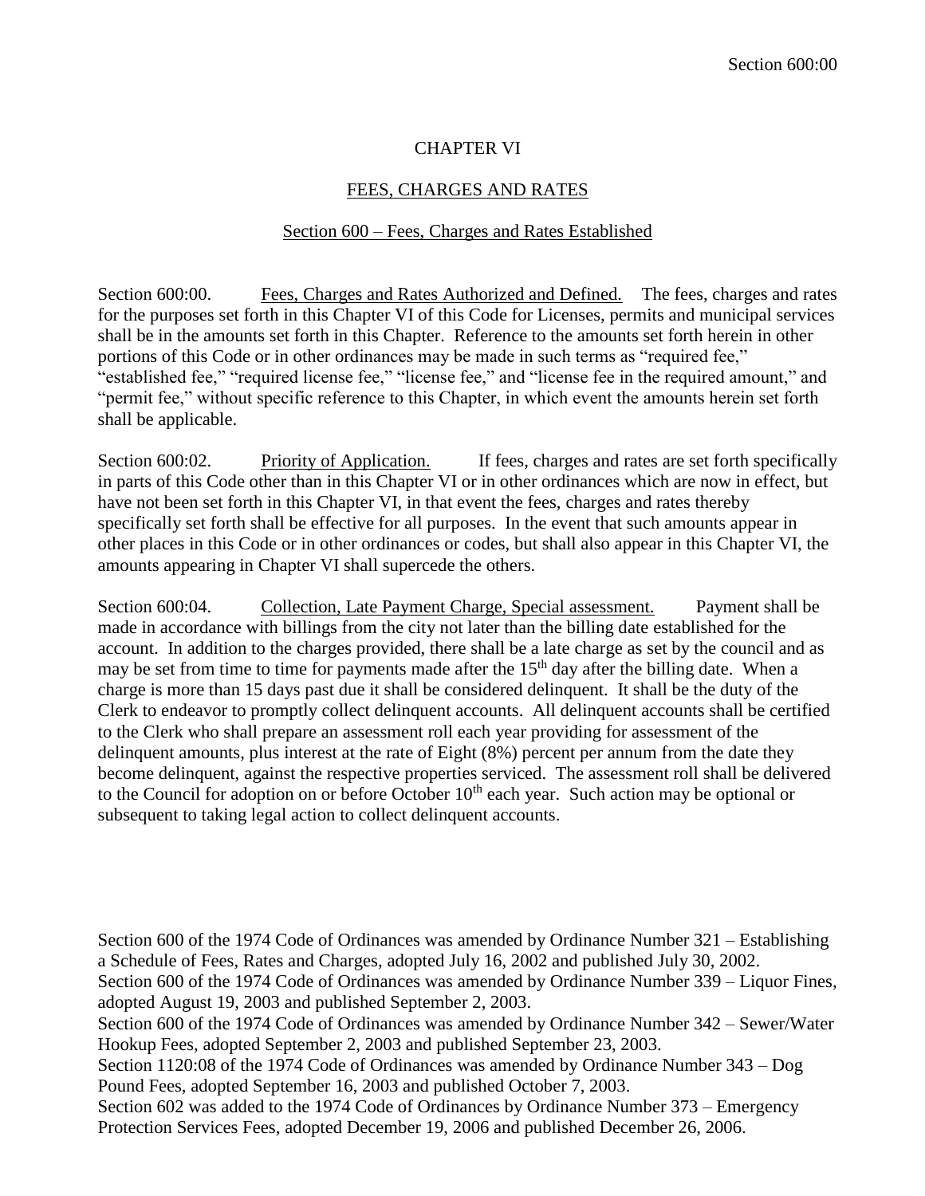# CHAPTER VI

## FEES, CHARGES AND RATES

### Section 600 – Fees, Charges and Rates Established

Section 600:00. Fees, Charges and Rates Authorized and Defined. The fees, charges and rates for the purposes set forth in this Chapter VI of this Code for Licenses, permits and municipal services shall be in the amounts set forth in this Chapter. Reference to the amounts set forth herein in other portions of this Code or in other ordinances may be made in such terms as "required fee," "established fee," "required license fee," "license fee," and "license fee in the required amount," and "permit fee," without specific reference to this Chapter, in which event the amounts herein set forth shall be applicable.

Section 600:02. Priority of Application. If fees, charges and rates are set forth specifically in parts of this Code other than in this Chapter VI or in other ordinances which are now in effect, but have not been set forth in this Chapter VI, in that event the fees, charges and rates thereby specifically set forth shall be effective for all purposes. In the event that such amounts appear in other places in this Code or in other ordinances or codes, but shall also appear in this Chapter VI, the amounts appearing in Chapter VI shall supercede the others.

Section 600:04. Collection, Late Payment Charge, Special assessment. Payment shall be made in accordance with billings from the city not later than the billing date established for the account. In addition to the charges provided, there shall be a late charge as set by the council and as may be set from time to time for payments made after the 15th day after the billing date. When a charge is more than 15 days past due it shall be considered delinquent. It shall be the duty of the Clerk to endeavor to promptly collect delinquent accounts. All delinquent accounts shall be certified to the Clerk who shall prepare an assessment roll each year providing for assessment of the delinquent amounts, plus interest at the rate of Eight (8%) percent per annum from the date they become delinquent, against the respective properties serviced. The assessment roll shall be delivered to the Council for adoption on or before October 10th each year. Such action may be optional or subsequent to taking legal action to collect delinquent accounts.

Section 600 of the 1974 Code of Ordinances was amended by Ordinance Number 321 – Establishing a Schedule of Fees, Rates and Charges, adopted July 16, 2002 and published July 30, 2002.
Section 600 of the 1974 Code of Ordinances was amended by Ordinance Number 339 – Liquor Fines, adopted August 19, 2003 and published September 2, 2003.
Section 600 of the 1974 Code of Ordinances was amended by Ordinance Number 342 – Sewer/Water Hookup Fees, adopted September 2, 2003 and published September 23, 2003.
Section 1120:08 of the 1974 Code of Ordinances was amended by Ordinance Number 343 – Dog Pound Fees, adopted September 16, 2003 and published October 7, 2003.
Section 602 was added to the 1974 Code of Ordinances by Ordinance Number 373 – Emergency Protection Services Fees, adopted December 19, 2006 and published December 26, 2006.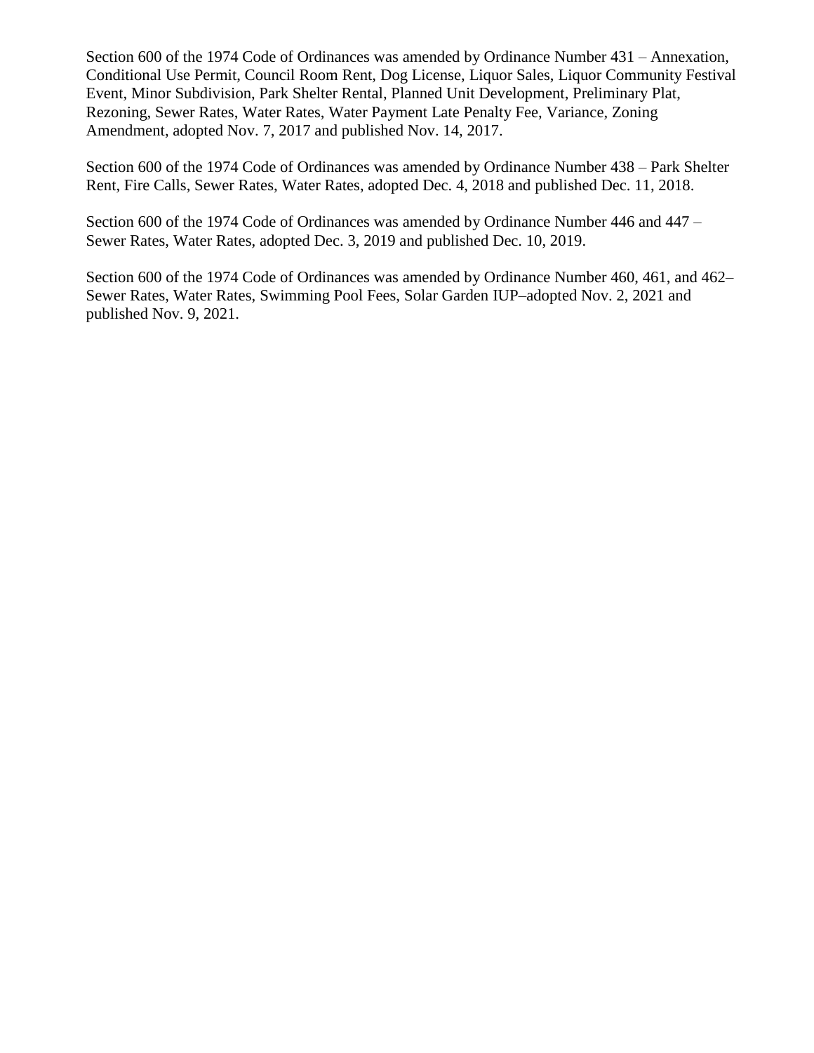Section 600 of the 1974 Code of Ordinances was amended by Ordinance Number 431 – Annexation, Conditional Use Permit, Council Room Rent, Dog License, Liquor Sales, Liquor Community Festival Event, Minor Subdivision, Park Shelter Rental, Planned Unit Development, Preliminary Plat, Rezoning, Sewer Rates, Water Rates, Water Payment Late Penalty Fee, Variance, Zoning Amendment, adopted Nov. 7, 2017 and published Nov. 14, 2017.

Section 600 of the 1974 Code of Ordinances was amended by Ordinance Number 438 – Park Shelter Rent, Fire Calls, Sewer Rates, Water Rates, adopted Dec. 4, 2018 and published Dec. 11, 2018.

Section 600 of the 1974 Code of Ordinances was amended by Ordinance Number 446 and 447 – Sewer Rates, Water Rates, adopted Dec. 3, 2019 and published Dec. 10, 2019.

Section 600 of the 1974 Code of Ordinances was amended by Ordinance Number 460, 461, and 462– Sewer Rates, Water Rates, Swimming Pool Fees, Solar Garden IUP–adopted Nov. 2, 2021 and published Nov. 9, 2021.